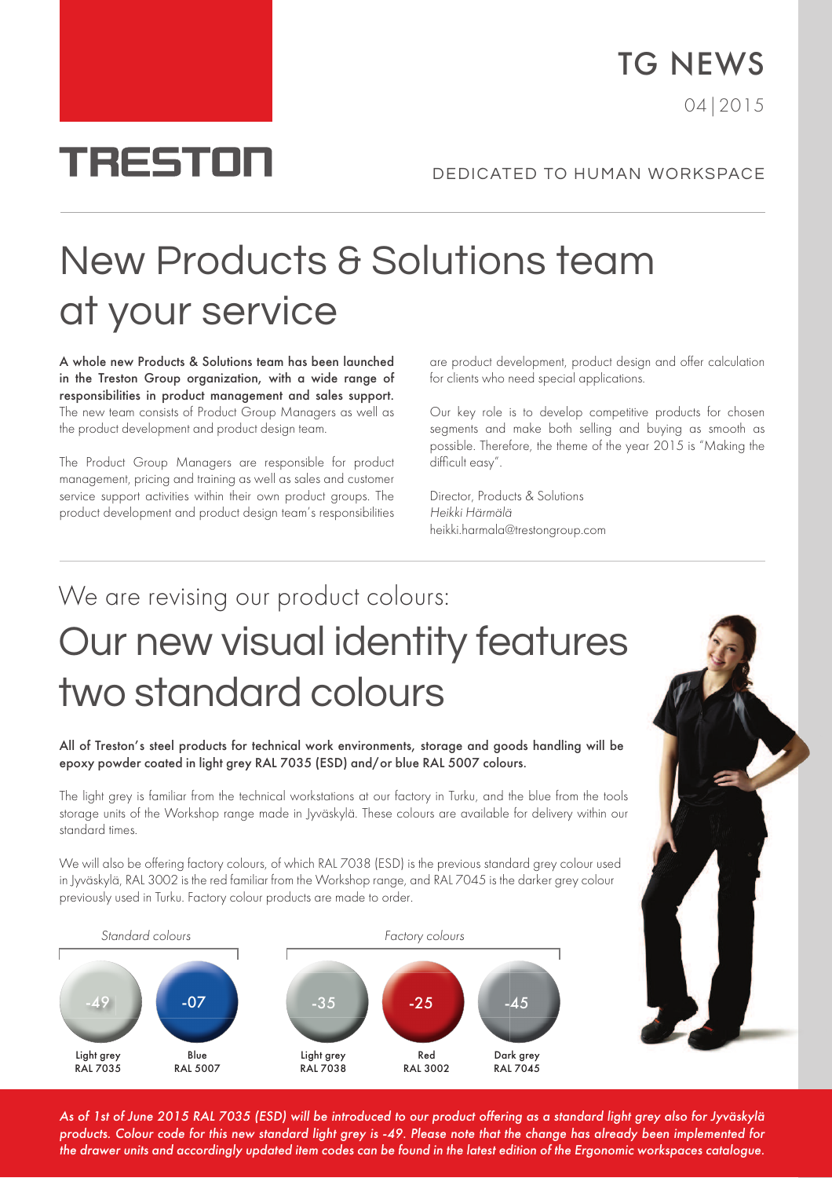TRESTON

# TG NEWS

04|2015

DEDICATED TO HUMAN WORKSPACE

# New Products & Solutions team at your service

**A whole new Products & Solutions team has been launched in the Treston Group organization, with a wide range of responsibilities in product management and sales support.** The new team consists of Product Group Managers as well as the product development and product design team.

The Product Group Managers are responsible for product management, pricing and training as well as sales and customer service support activities within their own product groups. The product development and product design team's responsibilities are product development, product design and offer calculation for clients who need special applications.

Our key role is to develop competitive products for chosen segments and make both selling and buying as smooth as possible. Therefore, the theme of the year 2015 is "Making the difficult easy".

Director, Products & Solutions
*Heikki Härmälä*
heikki.harmala@trestongroup.com

## We are revising our product colours:

# Our new visual identity features two standard colours

**All of Treston's steel products for technical work environments, storage and goods handling will be epoxy powder coated in light grey RAL 7035 (ESD) and/or blue RAL 5007 colours.**

The light grey is familiar from the technical workstations at our factory in Turku, and the blue from the tools storage units of the Workshop range made in Jyväskylä. These colours are available for delivery within our standard times.

We will also be offering factory colours, of which RAL 7038 (ESD) is the previous standard grey colour used in Jyväskylä, RAL 3002 is the red familiar from the Workshop range, and RAL 7045 is the darker grey colour previously used in Turku. Factory colour products are made to order.

*Standard colours*

| Code | Colour |
|---|---|
| -49 | Light grey RAL 7035 |
| -07 | Blue RAL 5007 |

*Factory colours*

| Code | Colour |
|---|---|
| -35 | Light grey RAL 7038 |
| -25 | Red RAL 3002 |
| -45 | Dark grey RAL 7045 |

*As of 1st of June 2015 RAL 7035 (ESD) will be introduced to our product offering as a standard light grey also for Jyväskylä products. Colour code for this new standard light grey is -49. Please note that the change has already been implemented for the drawer units and accordingly updated item codes can be found in the latest edition of the Ergonomic workspaces catalogue.*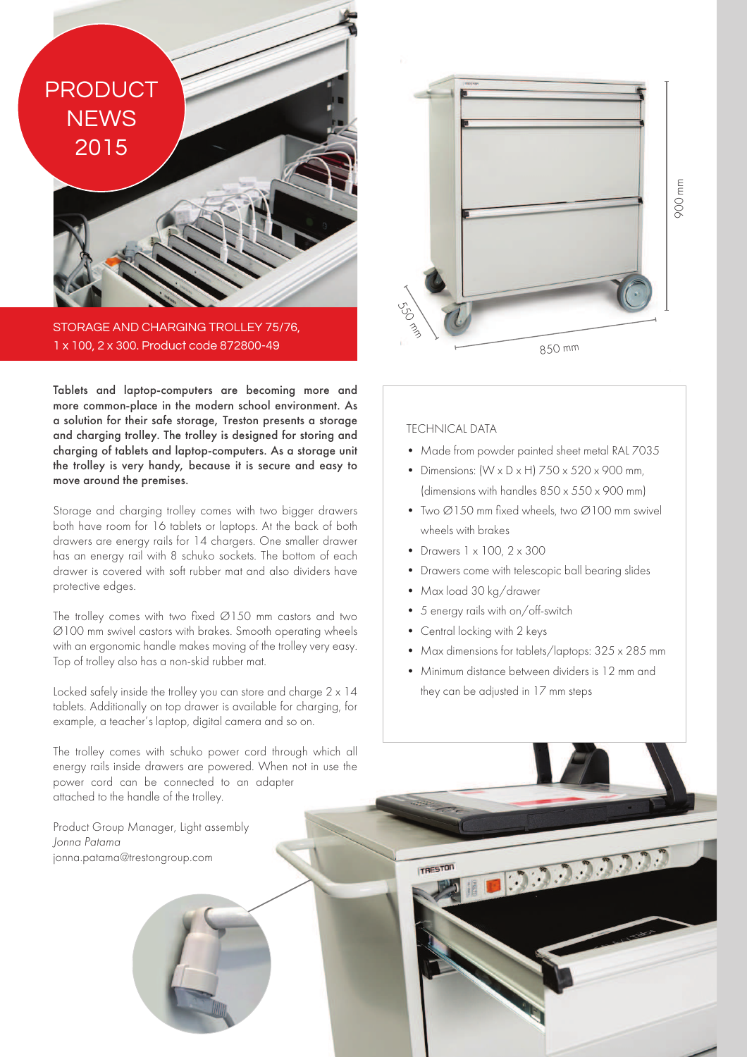PRODUCT NEWS 2015

STORAGE AND CHARGING TROLLEY 75/76, 1 x 100, 2 x 300. Product code 872800-49

550 mm

850 mm

900 mm

**Tablets and laptop-computers are becoming more and more common-place in the modern school environment. As a solution for their safe storage, Treston presents a storage and charging trolley. The trolley is designed for storing and charging of tablets and laptop-computers. As a storage unit the trolley is very handy, because it is secure and easy to move around the premises.**

Storage and charging trolley comes with two bigger drawers both have room for 16 tablets or laptops. At the back of both drawers are energy rails for 14 chargers. One smaller drawer has an energy rail with 8 schuko sockets. The bottom of each drawer is covered with soft rubber mat and also dividers have protective edges.

The trolley comes with two fixed Ø150 mm castors and two Ø100 mm swivel castors with brakes. Smooth operating wheels with an ergonomic handle makes moving of the trolley very easy. Top of trolley also has a non-skid rubber mat.

Locked safely inside the trolley you can store and charge 2 x 14 tablets. Additionally on top drawer is available for charging, for example, a teacher's laptop, digital camera and so on.

The trolley comes with schuko power cord through which all energy rails inside drawers are powered. When not in use the power cord can be connected to an adapter attached to the handle of the trolley.

Product Group Manager, Light assembly
*Jonna Patama*
jonna.patama@trestongroup.com

TECHNICAL DATA

- Made from powder painted sheet metal RAL 7035
- Dimensions: (W x D x H) 750 x 520 x 900 mm, (dimensions with handles 850 x 550 x 900 mm)
- Two Ø150 mm fixed wheels, two Ø100 mm swivel wheels with brakes
- Drawers 1 x 100, 2 x 300
- Drawers come with telescopic ball bearing slides
- Max load 30 kg/drawer
- 5 energy rails with on/off-switch
- Central locking with 2 keys
- Max dimensions for tablets/laptops: 325 x 285 mm
- Minimum distance between dividers is 12 mm and they can be adjusted in 17 mm steps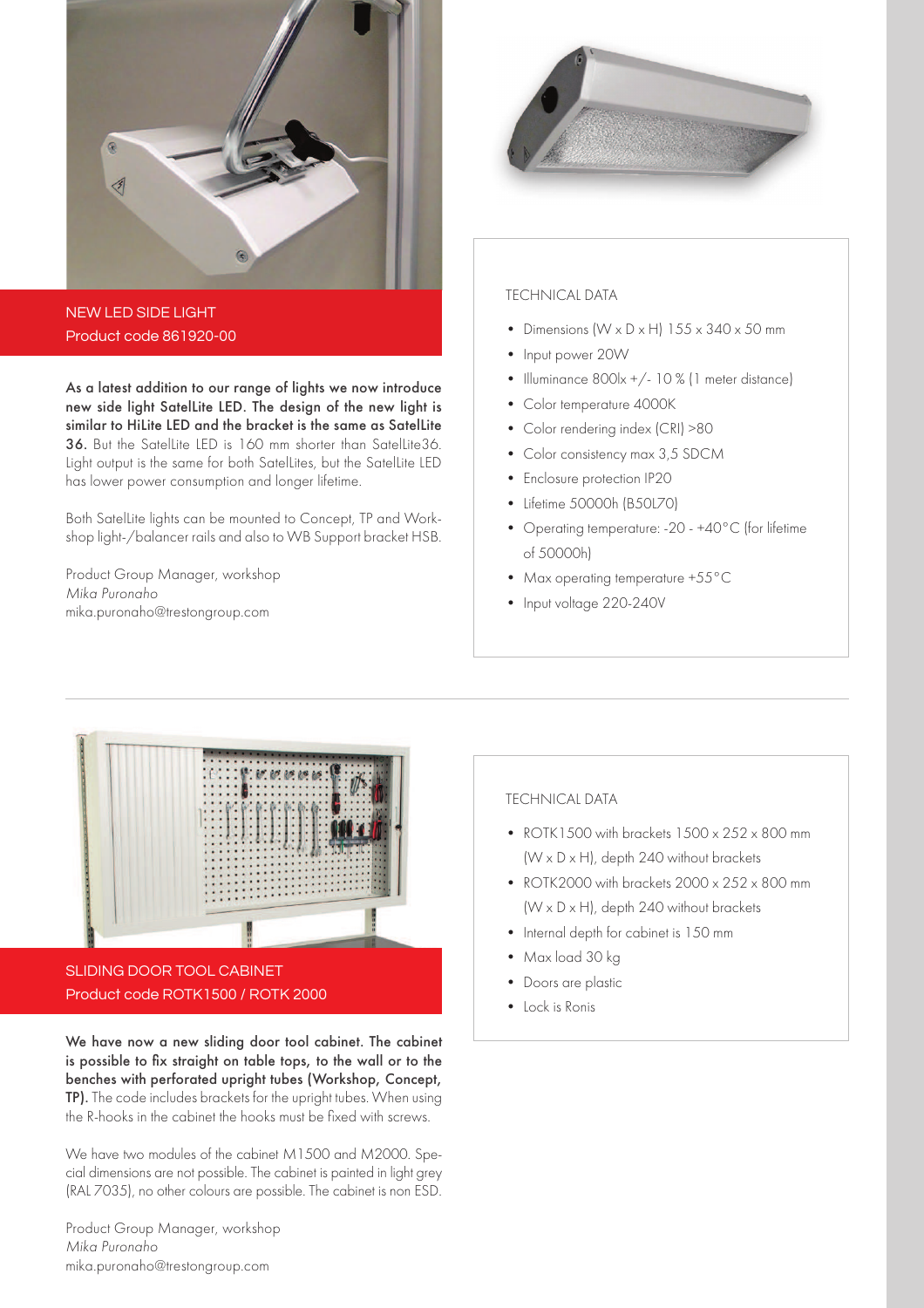## NEW LED SIDE LIGHT
Product code 861920-00

**As a latest addition to our range of lights we now introduce new side light SatelLite LED. The design of the new light is similar to HiLite LED and the bracket is the same as SatelLite 36.** But the SatelLite LED is 160 mm shorter than SatelLite36. Light output is the same for both SatelLites, but the SatelLite LED has lower power consumption and longer lifetime.

Both SatelLite lights can be mounted to Concept, TP and Workshop light-/balancer rails and also to WB Support bracket HSB.

Product Group Manager, workshop
*Mika Puronaho*
mika.puronaho@trestongroup.com

TECHNICAL DATA

- Dimensions (W x D x H) 155 x 340 x 50 mm
- Input power 20W
- Illuminance 800lx +/- 10 % (1 meter distance)
- Color temperature 4000K
- Color rendering index (CRI) >80
- Color consistency max 3,5 SDCM
- Enclosure protection IP20
- Lifetime 50000h (B50L70)
- Operating temperature: -20 - +40°C (for lifetime of 50000h)
- Max operating temperature +55°C
- Input voltage 220-240V

## SLIDING DOOR TOOL CABINET
Product code ROTK1500 / ROTK 2000

**We have now a new sliding door tool cabinet. The cabinet is possible to fix straight on table tops, to the wall or to the benches with perforated upright tubes (Workshop, Concept, TP).** The code includes brackets for the upright tubes. When using the R-hooks in the cabinet the hooks must be fixed with screws.

We have two modules of the cabinet M1500 and M2000. Special dimensions are not possible. The cabinet is painted in light grey (RAL 7035), no other colours are possible. The cabinet is non ESD.

Product Group Manager, workshop
*Mika Puronaho*
mika.puronaho@trestongroup.com

TECHNICAL DATA

- ROTK1500 with brackets 1500 x 252 x 800 mm (W x D x H), depth 240 without brackets
- ROTK2000 with brackets 2000 x 252 x 800 mm (W x D x H), depth 240 without brackets
- Internal depth for cabinet is 150 mm
- Max load 30 kg
- Doors are plastic
- Lock is Ronis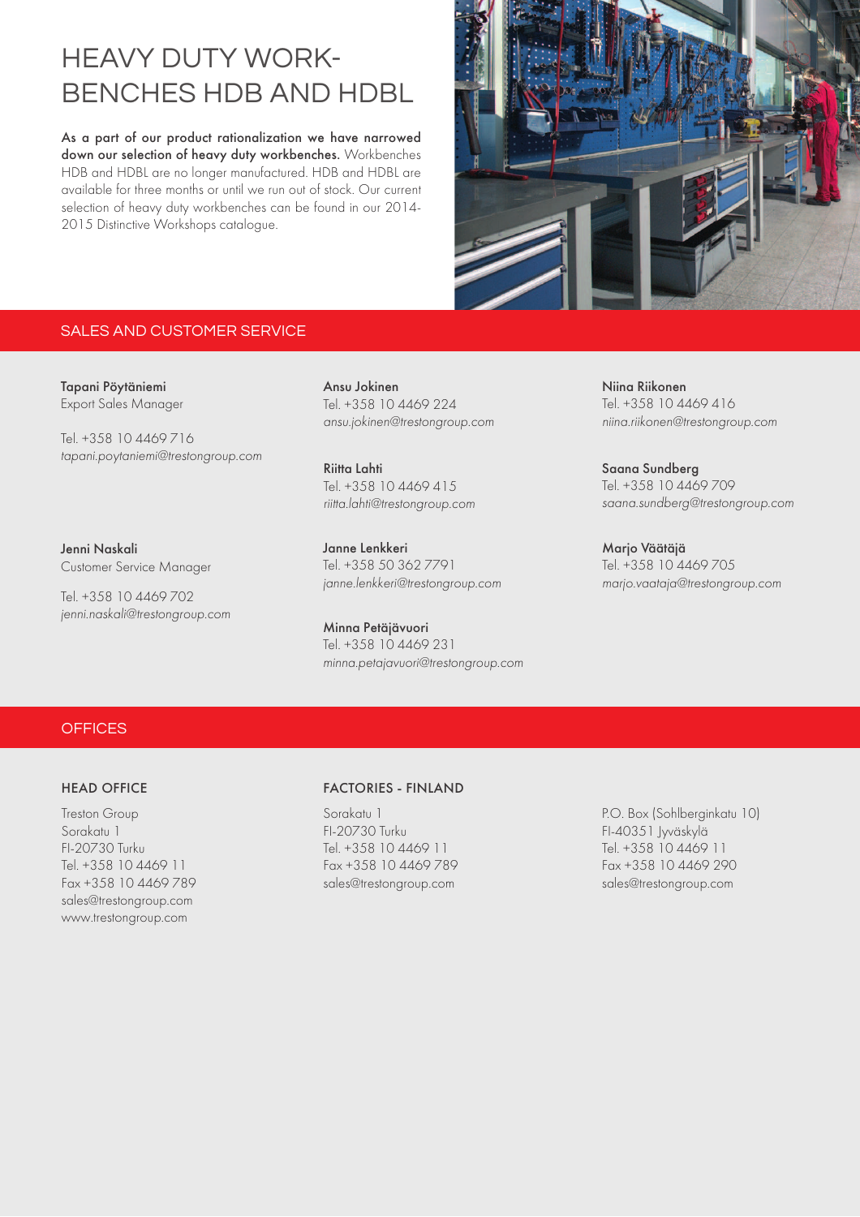# HEAVY DUTY WORK-BENCHES HDB AND HDBL

**As a part of our product rationalization we have narrowed down our selection of heavy duty workbenches.** Workbenches HDB and HDBL are no longer manufactured. HDB and HDBL are available for three months or until we run out of stock. Our current selection of heavy duty workbenches can be found in our 2014-2015 Distinctive Workshops catalogue.

## SALES AND CUSTOMER SERVICE

**Tapani Pöytäniemi**
Export Sales Manager

Tel. +358 10 4469 716
*tapani.poytaniemi@trestongroup.com*

**Jenni Naskali**
Customer Service Manager

Tel. +358 10 4469 702
*jenni.naskali@trestongroup.com*

**Ansu Jokinen**
Tel. +358 10 4469 224
*ansu.jokinen@trestongroup.com*

**Riitta Lahti**
Tel. +358 10 4469 415
*riitta.lahti@trestongroup.com*

**Janne Lenkkeri**
Tel. +358 50 362 7791
*janne.lenkkeri@trestongroup.com*

**Minna Petäjävuori**
Tel. +358 10 4469 231
*minna.petajavuori@trestongroup.com*

**Niina Riikonen**
Tel. +358 10 4469 416
*niina.riikonen@trestongroup.com*

**Saana Sundberg**
Tel. +358 10 4469 709
*saana.sundberg@trestongroup.com*

**Marjo Väätäjä**
Tel. +358 10 4469 705
*marjo.vaataja@trestongroup.com*

## OFFICES

### HEAD OFFICE

Treston Group
Sorakatu 1
FI-20730 Turku
Tel. +358 10 4469 11
Fax +358 10 4469 789
sales@trestongroup.com
www.trestongroup.com

### FACTORIES - FINLAND

Sorakatu 1
FI-20730 Turku
Tel. +358 10 4469 11
Fax +358 10 4469 789
sales@trestongroup.com

P.O. Box (Sohlberginkatu 10)
FI-40351 Jyväskylä
Tel. +358 10 4469 11
Fax +358 10 4469 290
sales@trestongroup.com